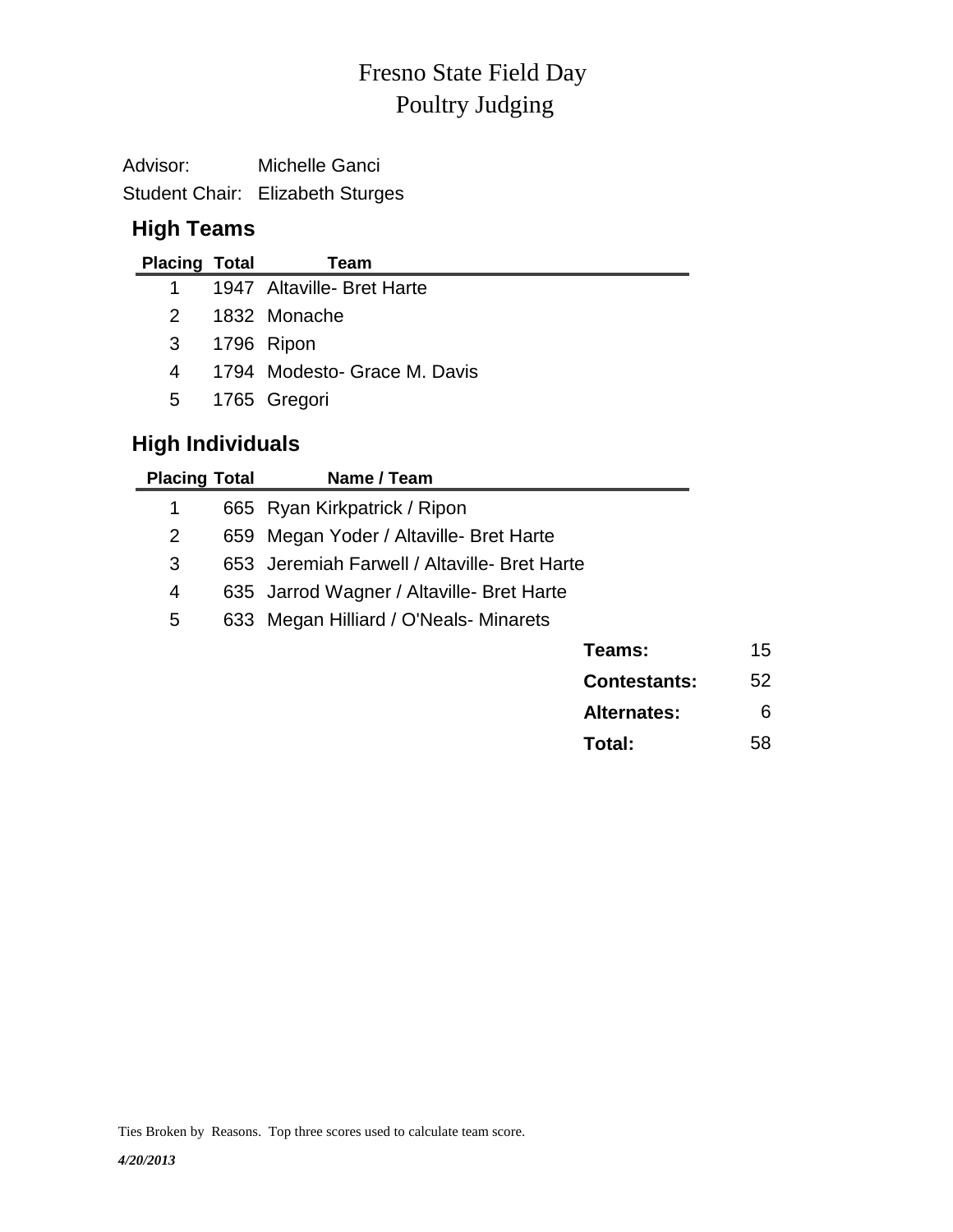# Fresno State Field Day
## Poultry Judging

Advisor: Michelle Ganci

Student Chair: Elizabeth Sturges

### High Teams

| Placing | Total | Team |
|---|---|---|
| 1 | 1947 | Altaville- Bret Harte |
| 2 | 1832 | Monache |
| 3 | 1796 | Ripon |
| 4 | 1794 | Modesto- Grace M. Davis |
| 5 | 1765 | Gregori |

### High Individuals

| Placing | Total | Name / Team |
|---|---|---|
| 1 | 665 | Ryan Kirkpatrick / Ripon |
| 2 | 659 | Megan Yoder / Altaville- Bret Harte |
| 3 | 653 | Jeremiah Farwell / Altaville- Bret Harte |
| 4 | 635 | Jarrod Wagner / Altaville- Bret Harte |
| 5 | 633 | Megan Hilliard / O'Neals- Minarets |

| | |
|---|---|
| **Teams:** | 15 |
| **Contestants:** | 52 |
| **Alternates:** | 6 |
| **Total:** | 58 |

Ties Broken by Reasons. Top three scores used to calculate team score.

*4/20/2013*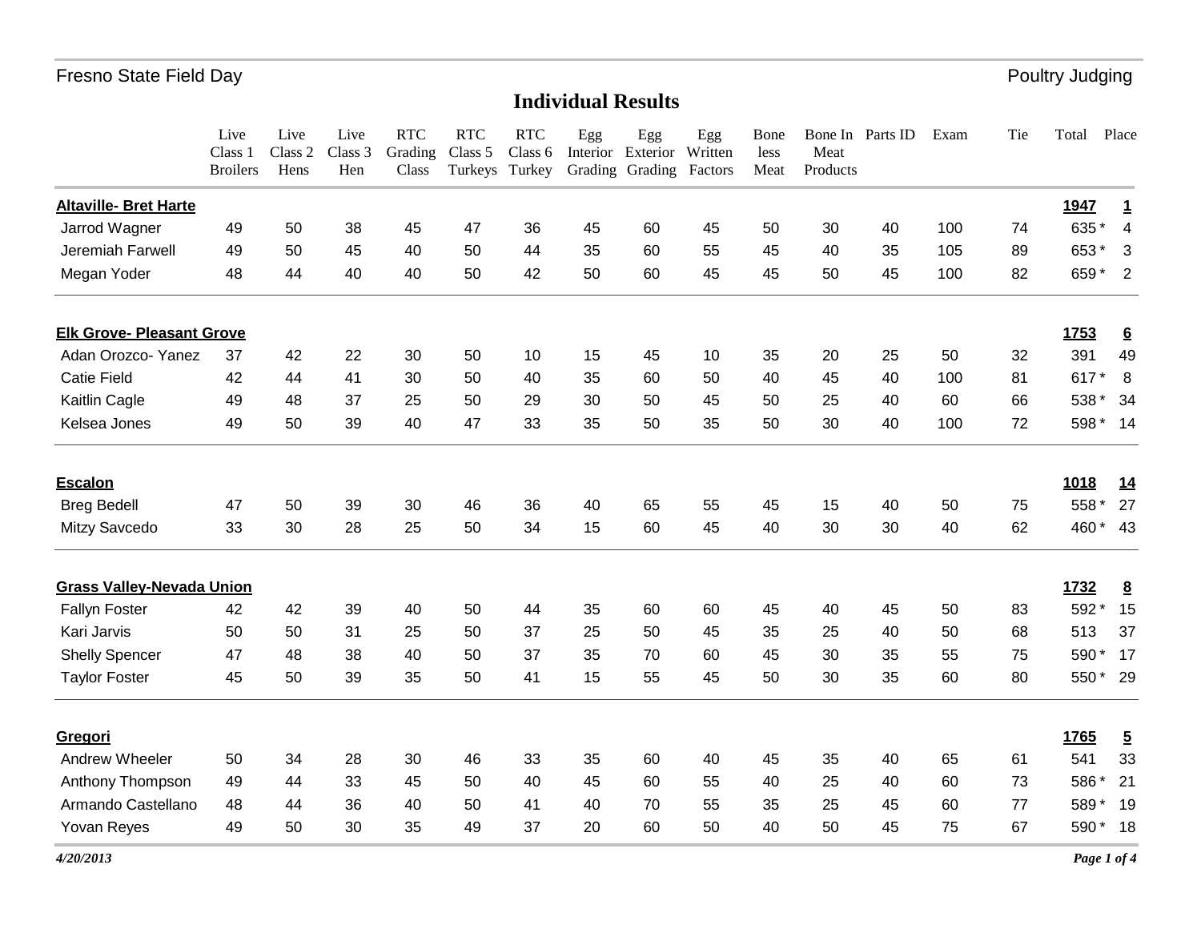Fresno State Field Day — Poultry Judging

# Individual Results

| | Live Class 1 Broilers | Live Class 2 Hens | Live Class 3 Hen | RTC Grading Class | RTC Class 5 Turkeys | RTC Class 6 Turkey | Egg Interior Grading | Egg Exterior Grading | Egg Written Factors | Bone less Meat | Bone In Meat Products | Parts ID | Exam | Tie | Total | Place |
|---|---|---|---|---|---|---|---|---|---|---|---|---|---|---|---|---|
| **Altaville- Bret Harte** | | | | | | | | | | | | | | | **1947** | **1** |
| Jarrod Wagner | 49 | 50 | 38 | 45 | 47 | 36 | 45 | 60 | 45 | 50 | 30 | 40 | 100 | 74 | 635 * | 4 |
| Jeremiah Farwell | 49 | 50 | 45 | 40 | 50 | 44 | 35 | 60 | 55 | 45 | 40 | 35 | 105 | 89 | 653 * | 3 |
| Megan Yoder | 48 | 44 | 40 | 40 | 50 | 42 | 50 | 60 | 45 | 45 | 50 | 45 | 100 | 82 | 659 * | 2 |
| **Elk Grove- Pleasant Grove** | | | | | | | | | | | | | | | **1753** | **6** |
| Adan Orozco- Yanez | 37 | 42 | 22 | 30 | 50 | 10 | 15 | 45 | 10 | 35 | 20 | 25 | 50 | 32 | 391 | 49 |
| Catie Field | 42 | 44 | 41 | 30 | 50 | 40 | 35 | 60 | 50 | 40 | 45 | 40 | 100 | 81 | 617 * | 8 |
| Kaitlin Cagle | 49 | 48 | 37 | 25 | 50 | 29 | 30 | 50 | 45 | 50 | 25 | 40 | 60 | 66 | 538 * | 34 |
| Kelsea Jones | 49 | 50 | 39 | 40 | 47 | 33 | 35 | 50 | 35 | 50 | 30 | 40 | 100 | 72 | 598 * | 14 |
| **Escalon** | | | | | | | | | | | | | | | **1018** | **14** |
| Breg Bedell | 47 | 50 | 39 | 30 | 46 | 36 | 40 | 65 | 55 | 45 | 15 | 40 | 50 | 75 | 558 * | 27 |
| Mitzy Savcedo | 33 | 30 | 28 | 25 | 50 | 34 | 15 | 60 | 45 | 40 | 30 | 30 | 40 | 62 | 460 * | 43 |
| **Grass Valley-Nevada Union** | | | | | | | | | | | | | | | **1732** | **8** |
| Fallyn Foster | 42 | 42 | 39 | 40 | 50 | 44 | 35 | 60 | 60 | 45 | 40 | 45 | 50 | 83 | 592 * | 15 |
| Kari Jarvis | 50 | 50 | 31 | 25 | 50 | 37 | 25 | 50 | 45 | 35 | 25 | 40 | 50 | 68 | 513 | 37 |
| Shelly Spencer | 47 | 48 | 38 | 40 | 50 | 37 | 35 | 70 | 60 | 45 | 30 | 35 | 55 | 75 | 590 * | 17 |
| Taylor Foster | 45 | 50 | 39 | 35 | 50 | 41 | 15 | 55 | 45 | 50 | 30 | 35 | 60 | 80 | 550 * | 29 |
| **Gregori** | | | | | | | | | | | | | | | **1765** | **5** |
| Andrew Wheeler | 50 | 34 | 28 | 30 | 46 | 33 | 35 | 60 | 40 | 45 | 35 | 40 | 65 | 61 | 541 | 33 |
| Anthony Thompson | 49 | 44 | 33 | 45 | 50 | 40 | 45 | 60 | 55 | 40 | 25 | 40 | 60 | 73 | 586 * | 21 |
| Armando Castellano | 48 | 44 | 36 | 40 | 50 | 41 | 40 | 70 | 55 | 35 | 25 | 45 | 60 | 77 | 589 * | 19 |
| Yovan Reyes | 49 | 50 | 30 | 35 | 49 | 37 | 20 | 60 | 50 | 40 | 50 | 45 | 75 | 67 | 590 * | 18 |

*4/20/2013*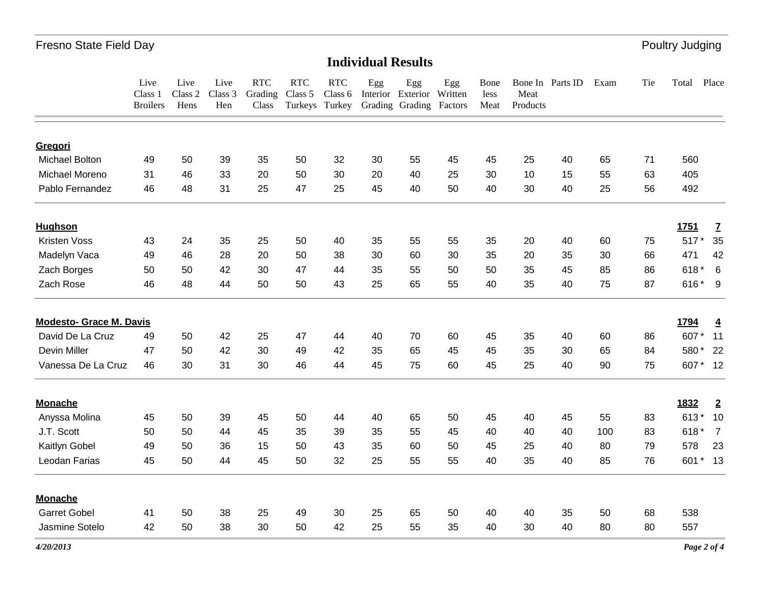## Individual Results

| | Live Class 1 Broilers | Live Class 2 Hens | Live Class 3 Hen | RTC Grading Class | RTC Class 5 Turkeys | RTC Class 6 Turkey | Egg Interior Grading | Egg Exterior Grading | Egg Written Factors | Boneless Meat | Bone In Meat Products | Parts ID | Exam | Tie | Total | Place |
|---|---|---|---|---|---|---|---|---|---|---|---|---|---|---|---|---|
| **Gregori** | | | | | | | | | | | | | | | | |
| Michael Bolton | 49 | 50 | 39 | 35 | 50 | 32 | 30 | 55 | 45 | 45 | 25 | 40 | 65 | 71 | 560 | |
| Michael Moreno | 31 | 46 | 33 | 20 | 50 | 30 | 20 | 40 | 25 | 30 | 10 | 15 | 55 | 63 | 405 | |
| Pablo Fernandez | 46 | 48 | 31 | 25 | 47 | 25 | 45 | 40 | 50 | 40 | 30 | 40 | 25 | 56 | 492 | |
| **Hughson** | | | | | | | | | | | | | | | **1751** | **7** |
| Kristen Voss | 43 | 24 | 35 | 25 | 50 | 40 | 35 | 55 | 55 | 35 | 20 | 40 | 60 | 75 | 517 * | 35 |
| Madelyn Vaca | 49 | 46 | 28 | 20 | 50 | 38 | 30 | 60 | 30 | 35 | 20 | 35 | 30 | 66 | 471 | 42 |
| Zach Borges | 50 | 50 | 42 | 30 | 47 | 44 | 35 | 55 | 50 | 50 | 35 | 45 | 85 | 86 | 618 * | 6 |
| Zach Rose | 46 | 48 | 44 | 50 | 50 | 43 | 25 | 65 | 55 | 40 | 35 | 40 | 75 | 87 | 616 * | 9 |
| **Modesto- Grace M. Davis** | | | | | | | | | | | | | | | **1794** | **4** |
| David De La Cruz | 49 | 50 | 42 | 25 | 47 | 44 | 40 | 70 | 60 | 45 | 35 | 40 | 60 | 86 | 607 * | 11 |
| Devin Miller | 47 | 50 | 42 | 30 | 49 | 42 | 35 | 65 | 45 | 45 | 35 | 30 | 65 | 84 | 580 * | 22 |
| Vanessa De La Cruz | 46 | 30 | 31 | 30 | 46 | 44 | 45 | 75 | 60 | 45 | 25 | 40 | 90 | 75 | 607 * | 12 |
| **Monache** | | | | | | | | | | | | | | | **1832** | **2** |
| Anyssa Molina | 45 | 50 | 39 | 45 | 50 | 44 | 40 | 65 | 50 | 45 | 40 | 45 | 55 | 83 | 613 * | 10 |
| J.T. Scott | 50 | 50 | 44 | 45 | 35 | 39 | 35 | 55 | 45 | 40 | 40 | 40 | 100 | 83 | 618 * | 7 |
| Kaitlyn Gobel | 49 | 50 | 36 | 15 | 50 | 43 | 35 | 60 | 50 | 45 | 25 | 40 | 80 | 79 | 578 | 23 |
| Leodan Farias | 45 | 50 | 44 | 45 | 50 | 32 | 25 | 55 | 55 | 40 | 35 | 40 | 85 | 76 | 601 * | 13 |
| **Monache** | | | | | | | | | | | | | | | | |
| Garret Gobel | 41 | 50 | 38 | 25 | 49 | 30 | 25 | 65 | 50 | 40 | 40 | 35 | 50 | 68 | 538 | |
| Jasmine Sotelo | 42 | 50 | 38 | 30 | 50 | 42 | 25 | 55 | 35 | 40 | 30 | 40 | 80 | 80 | 557 | |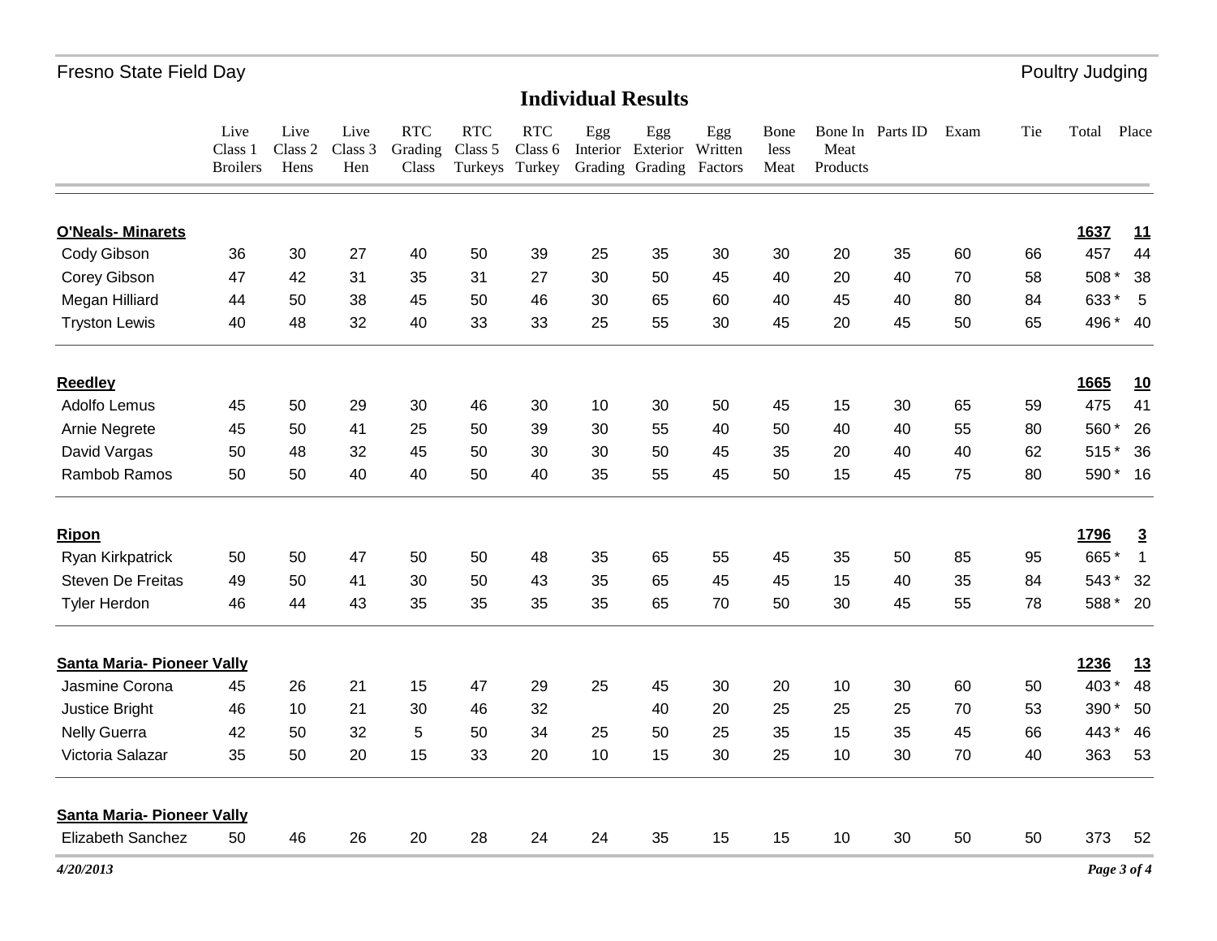## Individual Results

| | Live Class 1 Broilers | Live Class 2 Hens | Live Class 3 Hen | RTC Grading Class | RTC Class 5 Turkeys | RTC Class 6 Turkey | Egg Interior Grading | Egg Exterior Grading | Egg Written Factors | Bone less Meat | Bone In Meat Products | Parts ID | Exam | Tie | Total | Place |
|---|---|---|---|---|---|---|---|---|---|---|---|---|---|---|---|---|
| **O'Neals- Minarets** | | | | | | | | | | | | | | | **1637** | **11** |
| Cody Gibson | 36 | 30 | 27 | 40 | 50 | 39 | 25 | 35 | 30 | 30 | 20 | 35 | 60 | 66 | 457 | 44 |
| Corey Gibson | 47 | 42 | 31 | 35 | 31 | 27 | 30 | 50 | 45 | 40 | 20 | 40 | 70 | 58 | 508 * | 38 |
| Megan Hilliard | 44 | 50 | 38 | 45 | 50 | 46 | 30 | 65 | 60 | 40 | 45 | 40 | 80 | 84 | 633 * | 5 |
| Tryston Lewis | 40 | 48 | 32 | 40 | 33 | 33 | 25 | 55 | 30 | 45 | 20 | 45 | 50 | 65 | 496 * | 40 |
| **Reedley** | | | | | | | | | | | | | | | **1665** | **10** |
| Adolfo Lemus | 45 | 50 | 29 | 30 | 46 | 30 | 10 | 30 | 50 | 45 | 15 | 30 | 65 | 59 | 475 | 41 |
| Arnie Negrete | 45 | 50 | 41 | 25 | 50 | 39 | 30 | 55 | 40 | 50 | 40 | 40 | 55 | 80 | 560 * | 26 |
| David Vargas | 50 | 48 | 32 | 45 | 50 | 30 | 30 | 50 | 45 | 35 | 20 | 40 | 40 | 62 | 515 * | 36 |
| Rambob Ramos | 50 | 50 | 40 | 40 | 50 | 40 | 35 | 55 | 45 | 50 | 15 | 45 | 75 | 80 | 590 * | 16 |
| **Ripon** | | | | | | | | | | | | | | | **1796** | **3** |
| Ryan Kirkpatrick | 50 | 50 | 47 | 50 | 50 | 48 | 35 | 65 | 55 | 45 | 35 | 50 | 85 | 95 | 665 * | 1 |
| Steven De Freitas | 49 | 50 | 41 | 30 | 50 | 43 | 35 | 65 | 45 | 45 | 15 | 40 | 35 | 84 | 543 * | 32 |
| Tyler Herdon | 46 | 44 | 43 | 35 | 35 | 35 | 35 | 65 | 70 | 50 | 30 | 45 | 55 | 78 | 588 * | 20 |
| **Santa Maria- Pioneer Vally** | | | | | | | | | | | | | | | **1236** | **13** |
| Jasmine Corona | 45 | 26 | 21 | 15 | 47 | 29 | 25 | 45 | 30 | 20 | 10 | 30 | 60 | 50 | 403 * | 48 |
| Justice Bright | 46 | 10 | 21 | 30 | 46 | 32 | | 40 | 20 | 25 | 25 | 25 | 70 | 53 | 390 * | 50 |
| Nelly Guerra | 42 | 50 | 32 | 5 | 50 | 34 | 25 | 50 | 25 | 35 | 15 | 35 | 45 | 66 | 443 * | 46 |
| Victoria Salazar | 35 | 50 | 20 | 15 | 33 | 20 | 10 | 15 | 30 | 25 | 10 | 30 | 70 | 40 | 363 | 53 |
| **Santa Maria- Pioneer Vally** | | | | | | | | | | | | | | | | |
| Elizabeth Sanchez | 50 | 46 | 26 | 20 | 28 | 24 | 24 | 35 | 15 | 15 | 10 | 30 | 50 | 50 | 373 | 52 |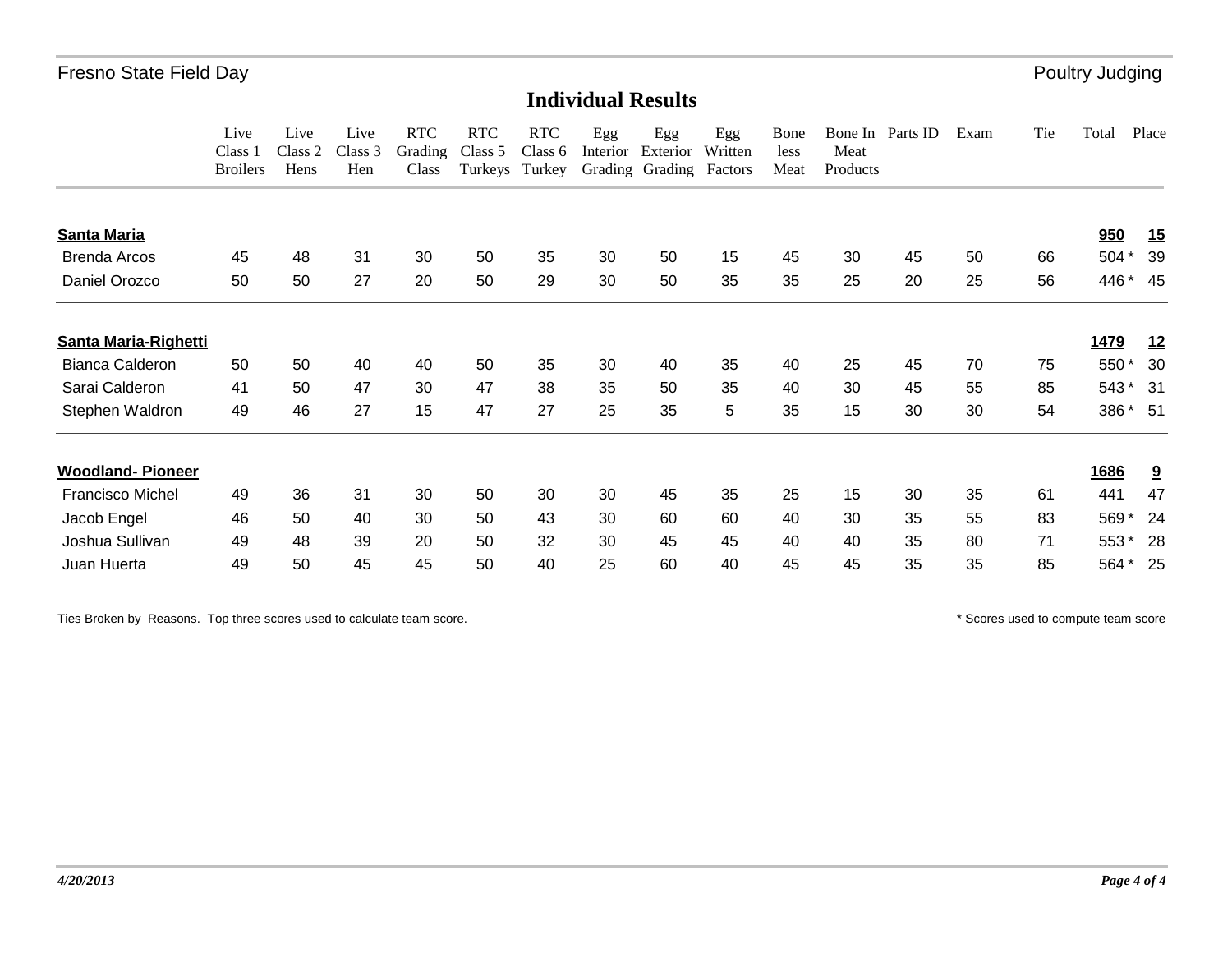Fresno State Field Day

Poultry Judging

## Individual Results

| | Live Class 1 Broilers | Live Class 2 Hens | Live Class 3 Hen | RTC Grading Class | RTC Class 5 Turkeys | RTC Class 6 Turkey | Egg Interior Grading | Egg Exterior Grading | Egg Written Factors | Boneless Meat | Bone In Meat Products | Parts ID | Exam | Tie | Total | Place |
|---|---|---|---|---|---|---|---|---|---|---|---|---|---|---|---|---|
| **Santa Maria** | | | | | | | | | | | | | | | **950** | **15** |
| Brenda Arcos | 45 | 48 | 31 | 30 | 50 | 35 | 30 | 50 | 15 | 45 | 30 | 45 | 50 | 66 | 504 * | 39 |
| Daniel Orozco | 50 | 50 | 27 | 20 | 50 | 29 | 30 | 50 | 35 | 35 | 25 | 20 | 25 | 56 | 446 * | 45 |
| **Santa Maria-Righetti** | | | | | | | | | | | | | | | **1479** | **12** |
| Bianca Calderon | 50 | 50 | 40 | 40 | 50 | 35 | 30 | 40 | 35 | 40 | 25 | 45 | 70 | 75 | 550 * | 30 |
| Sarai Calderon | 41 | 50 | 47 | 30 | 47 | 38 | 35 | 50 | 35 | 40 | 30 | 45 | 55 | 85 | 543 * | 31 |
| Stephen Waldron | 49 | 46 | 27 | 15 | 47 | 27 | 25 | 35 | 5 | 35 | 15 | 30 | 30 | 54 | 386 * | 51 |
| **Woodland- Pioneer** | | | | | | | | | | | | | | | **1686** | **9** |
| Francisco Michel | 49 | 36 | 31 | 30 | 50 | 30 | 30 | 45 | 35 | 25 | 15 | 30 | 35 | 61 | 441 | 47 |
| Jacob Engel | 46 | 50 | 40 | 30 | 50 | 43 | 30 | 60 | 60 | 40 | 30 | 35 | 55 | 83 | 569 * | 24 |
| Joshua Sullivan | 49 | 48 | 39 | 20 | 50 | 32 | 30 | 45 | 45 | 40 | 40 | 35 | 80 | 71 | 553 * | 28 |
| Juan Huerta | 49 | 50 | 45 | 45 | 50 | 40 | 25 | 60 | 40 | 45 | 45 | 35 | 35 | 85 | 564 * | 25 |

Ties Broken by Reasons. Top three scores used to calculate team score.

* Scores used to compute team score

*4/20/2013*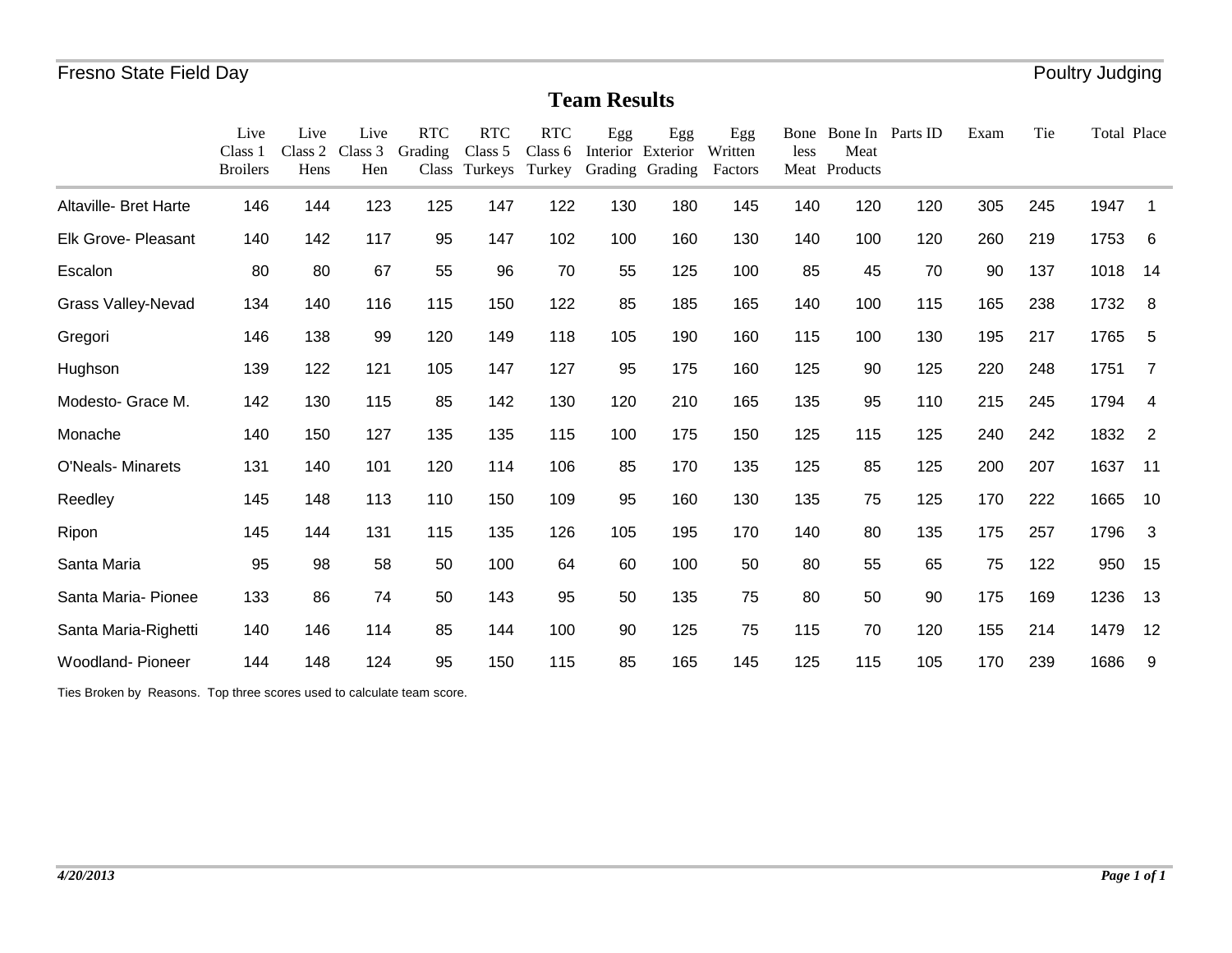Fresno State Field Day

Poultry Judging

## Team Results

| | Live Class 1 Broilers | Live Class 2 Hens | Live Class 3 Hen | RTC Grading Class | RTC Class 5 Turkeys | RTC Class 6 Turkey | Egg Interior Grading | Egg Exterior Grading | Egg Written Factors | Boneless Meat | Bone In Meat Products | Parts ID | Exam | Tie | Total | Place |
|---|---|---|---|---|---|---|---|---|---|---|---|---|---|---|---|---|
| Altaville- Bret Harte | 146 | 144 | 123 | 125 | 147 | 122 | 130 | 180 | 145 | 140 | 120 | 120 | 305 | 245 | 1947 | 1 |
| Elk Grove- Pleasant | 140 | 142 | 117 | 95 | 147 | 102 | 100 | 160 | 130 | 140 | 100 | 120 | 260 | 219 | 1753 | 6 |
| Escalon | 80 | 80 | 67 | 55 | 96 | 70 | 55 | 125 | 100 | 85 | 45 | 70 | 90 | 137 | 1018 | 14 |
| Grass Valley-Nevad | 134 | 140 | 116 | 115 | 150 | 122 | 85 | 185 | 165 | 140 | 100 | 115 | 165 | 238 | 1732 | 8 |
| Gregori | 146 | 138 | 99 | 120 | 149 | 118 | 105 | 190 | 160 | 115 | 100 | 130 | 195 | 217 | 1765 | 5 |
| Hughson | 139 | 122 | 121 | 105 | 147 | 127 | 95 | 175 | 160 | 125 | 90 | 125 | 220 | 248 | 1751 | 7 |
| Modesto- Grace M. | 142 | 130 | 115 | 85 | 142 | 130 | 120 | 210 | 165 | 135 | 95 | 110 | 215 | 245 | 1794 | 4 |
| Monache | 140 | 150 | 127 | 135 | 135 | 115 | 100 | 175 | 150 | 125 | 115 | 125 | 240 | 242 | 1832 | 2 |
| O'Neals- Minarets | 131 | 140 | 101 | 120 | 114 | 106 | 85 | 170 | 135 | 125 | 85 | 125 | 200 | 207 | 1637 | 11 |
| Reedley | 145 | 148 | 113 | 110 | 150 | 109 | 95 | 160 | 130 | 135 | 75 | 125 | 170 | 222 | 1665 | 10 |
| Ripon | 145 | 144 | 131 | 115 | 135 | 126 | 105 | 195 | 170 | 140 | 80 | 135 | 175 | 257 | 1796 | 3 |
| Santa Maria | 95 | 98 | 58 | 50 | 100 | 64 | 60 | 100 | 50 | 80 | 55 | 65 | 75 | 122 | 950 | 15 |
| Santa Maria- Pionee | 133 | 86 | 74 | 50 | 143 | 95 | 50 | 135 | 75 | 80 | 50 | 90 | 175 | 169 | 1236 | 13 |
| Santa Maria-Righetti | 140 | 146 | 114 | 85 | 144 | 100 | 90 | 125 | 75 | 115 | 70 | 120 | 155 | 214 | 1479 | 12 |
| Woodland- Pioneer | 144 | 148 | 124 | 95 | 150 | 115 | 85 | 165 | 145 | 125 | 115 | 105 | 170 | 239 | 1686 | 9 |

Ties Broken by Reasons. Top three scores used to calculate team score.

*4/20/2013*